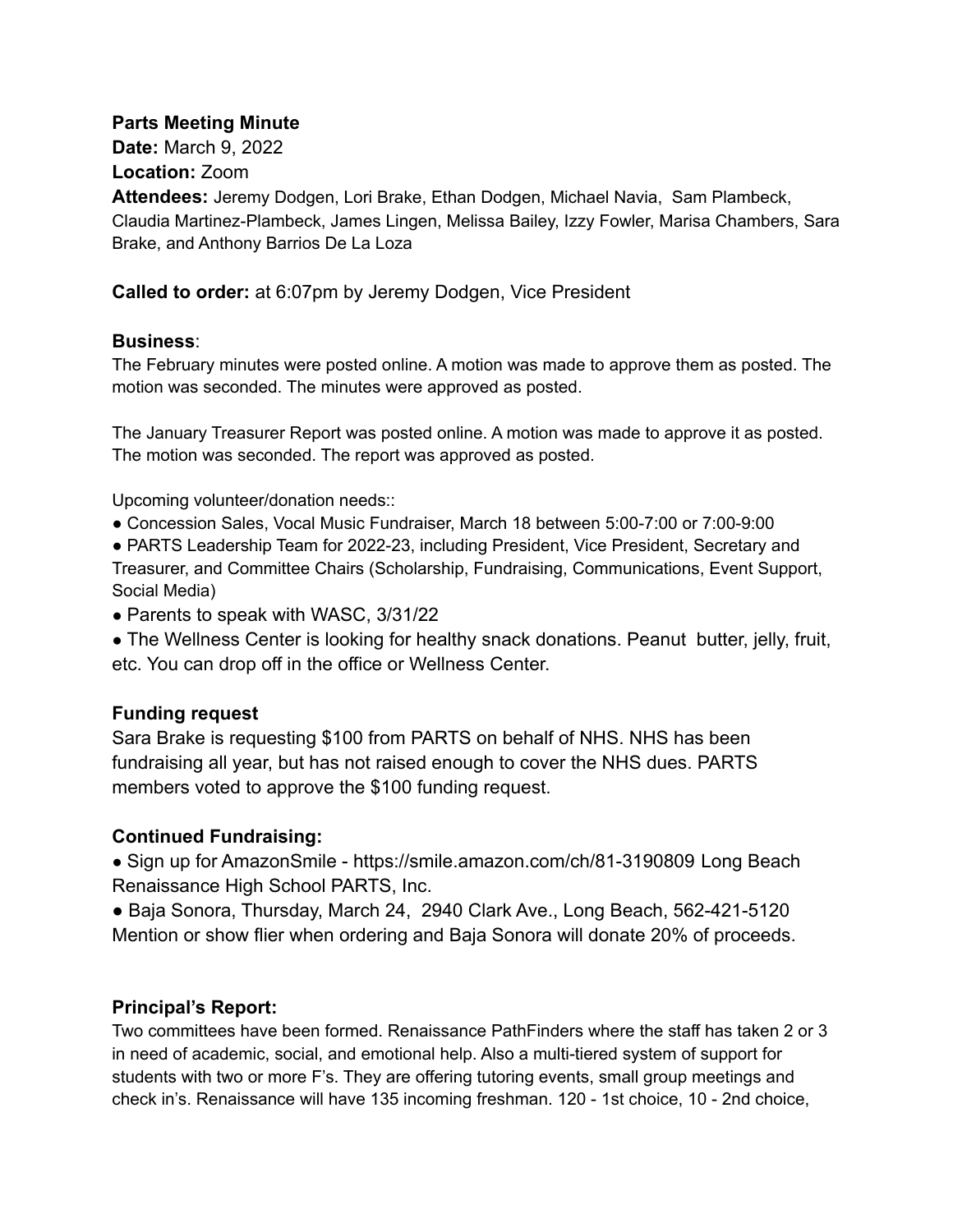**Parts Meeting Minute**

**Date:** March 9, 2022

**Location:** Zoom

**Attendees:** Jeremy Dodgen, Lori Brake, Ethan Dodgen, Michael Navia, Sam Plambeck, Claudia Martinez-Plambeck, James Lingen, Melissa Bailey, Izzy Fowler, Marisa Chambers, Sara Brake, and Anthony Barrios De La Loza

**Called to order:** at 6:07pm by Jeremy Dodgen, Vice President

**Business**:

The February minutes were posted online. A motion was made to approve them as posted. The motion was seconded. The minutes were approved as posted.

The January Treasurer Report was posted online. A motion was made to approve it as posted. The motion was seconded. The report was approved as posted.

Upcoming volunteer/donation needs::

- Concession Sales, Vocal Music Fundraiser, March 18 between 5:00-7:00 or 7:00-9:00
- PARTS Leadership Team for 2022-23, including President, Vice President, Secretary and Treasurer, and Committee Chairs (Scholarship, Fundraising, Communications, Event Support, Social Media)
- Parents to speak with WASC, 3/31/22
- The Wellness Center is looking for healthy snack donations. Peanut butter, jelly, fruit, etc. You can drop off in the office or Wellness Center.

**Funding request**

Sara Brake is requesting $100 from PARTS on behalf of NHS. NHS has been fundraising all year, but has not raised enough to cover the NHS dues. PARTS members voted to approve the $100 funding request.

**Continued Fundraising:**

- Sign up for AmazonSmile - https://smile.amazon.com/ch/81-3190809 Long Beach Renaissance High School PARTS, Inc.
- Baja Sonora, Thursday, March 24, 2940 Clark Ave., Long Beach, 562-421-5120 Mention or show flier when ordering and Baja Sonora will donate 20% of proceeds.

**Principal's Report:**

Two committees have been formed. Renaissance PathFinders where the staff has taken 2 or 3 in need of academic, social, and emotional help. Also a multi-tiered system of support for students with two or more F's. They are offering tutoring events, small group meetings and check in's. Renaissance will have 135 incoming freshman. 120 - 1st choice, 10 - 2nd choice,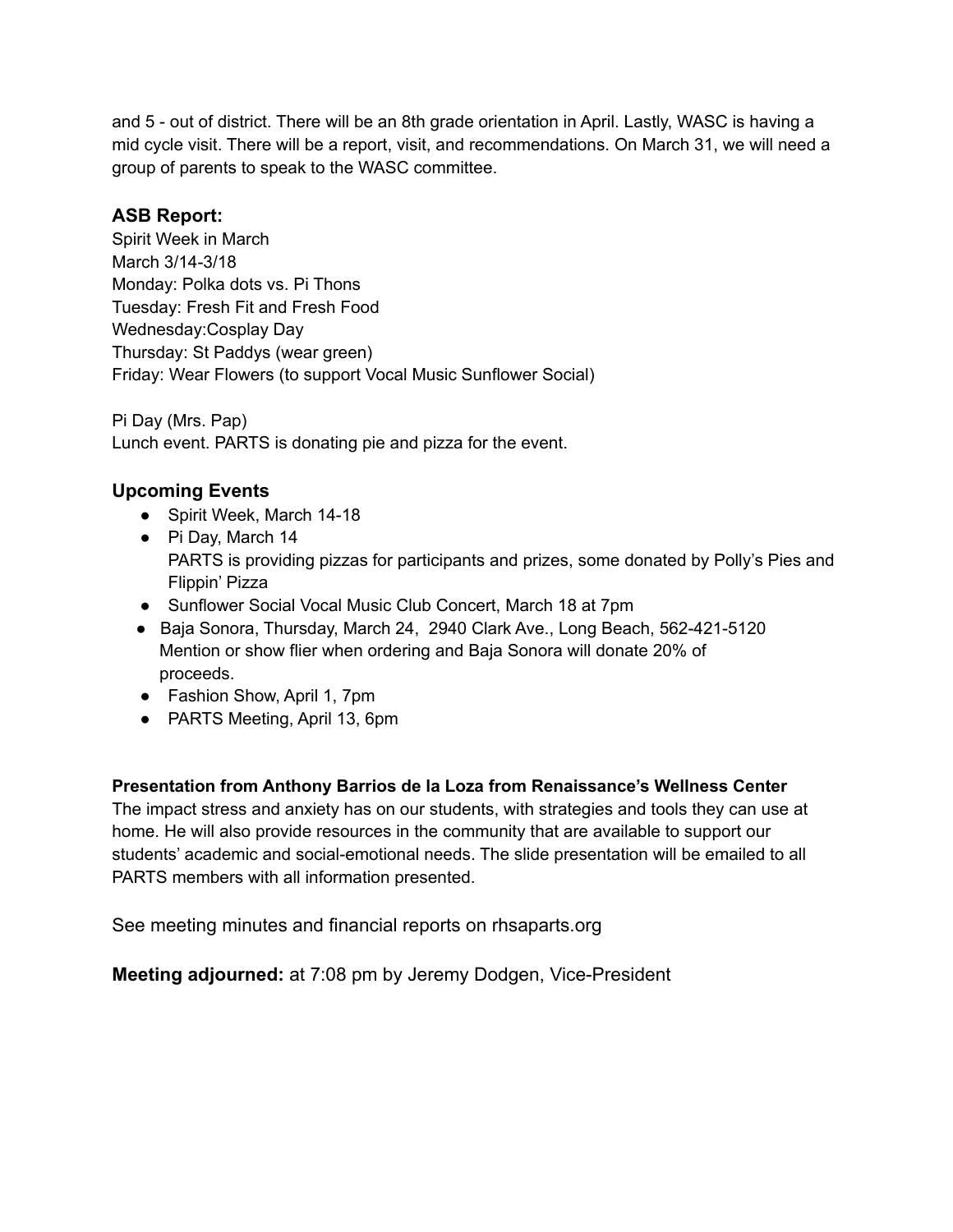and 5 - out of district. There will be an 8th grade orientation in April. Lastly, WASC is having a mid cycle visit. There will be a report, visit, and recommendations. On March 31, we will need a group of parents to speak to the WASC committee.

## ASB Report:

Spirit Week in March
March 3/14-3/18
Monday: Polka dots vs. Pi Thons
Tuesday: Fresh Fit and Fresh Food
Wednesday:Cosplay Day
Thursday: St Paddys (wear green)
Friday: Wear Flowers (to support Vocal Music Sunflower Social)

Pi Day (Mrs. Pap)
Lunch event. PARTS is donating pie and pizza for the event.

## Upcoming Events

- Spirit Week, March 14-18
- Pi Day, March 14
  PARTS is providing pizzas for participants and prizes, some donated by Polly's Pies and Flippin' Pizza
- Sunflower Social Vocal Music Club Concert, March 18 at 7pm
- Baja Sonora, Thursday, March 24, 2940 Clark Ave., Long Beach, 562-421-5120
  Mention or show flier when ordering and Baja Sonora will donate 20% of proceeds.
- Fashion Show, April 1, 7pm
- PARTS Meeting, April 13, 6pm

**Presentation from Anthony Barrios de la Loza from Renaissance's Wellness Center**

The impact stress and anxiety has on our students, with strategies and tools they can use at home. He will also provide resources in the community that are available to support our students' academic and social-emotional needs. The slide presentation will be emailed to all PARTS members with all information presented.

See meeting minutes and financial reports on rhsaparts.org

**Meeting adjourned:** at 7:08 pm by Jeremy Dodgen, Vice-President